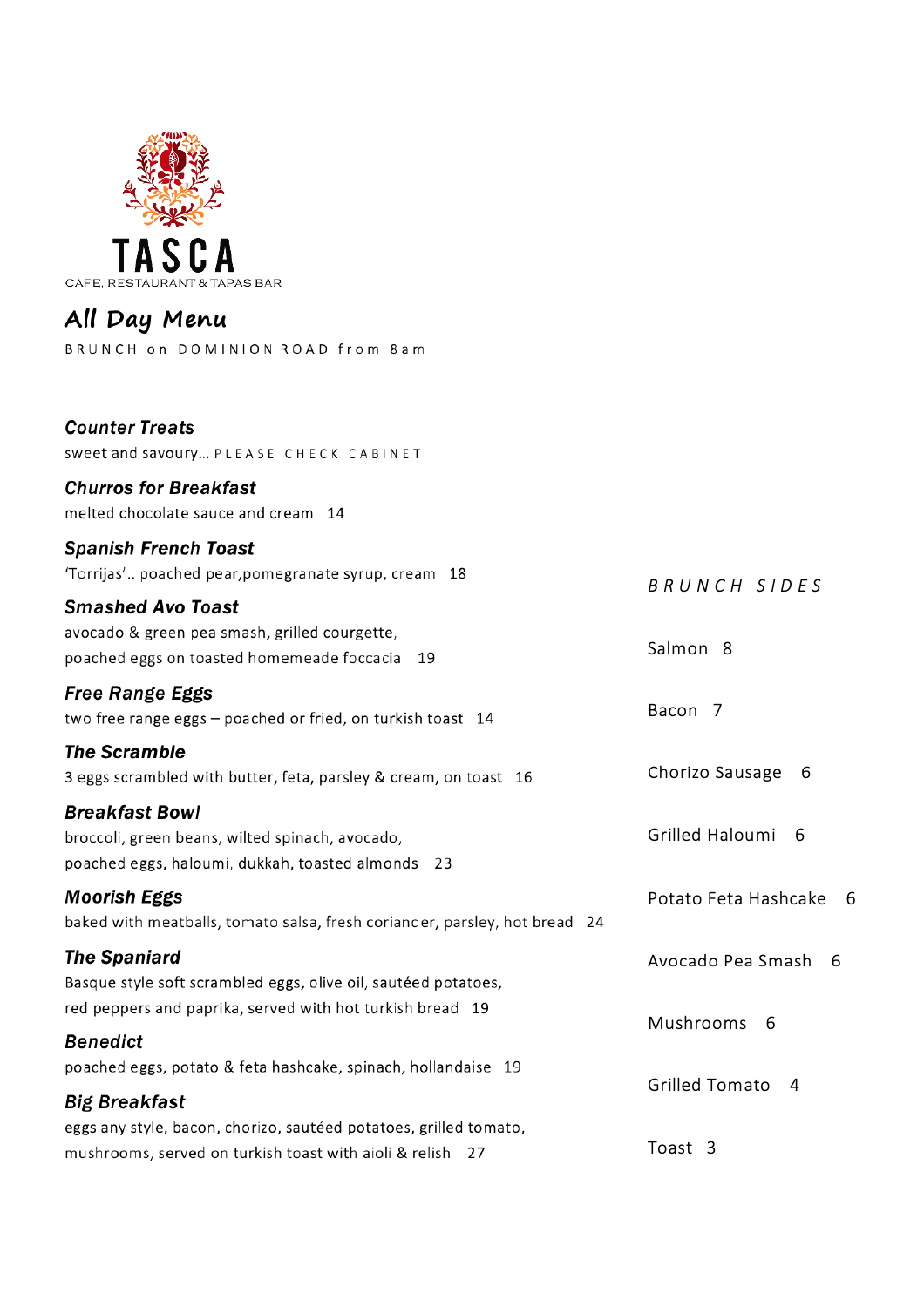# TASCA

CAFE, RESTAURANT & TAPAS BAR

## All Day Menu

BRUNCH on DOMINION ROAD from 8am

### *Counter Treats*

sweet and savoury… PLEASE CHECK CABINET

### *Churros for Breakfast*

melted chocolate sauce and cream 14

### *Spanish French Toast*

'Torrijas'.. poached pear,pomegranate syrup, cream 18

### *Smashed Avo Toast*

avocado & green pea smash, grilled courgette, poached eggs on toasted homemeade foccacia 19

### *Free Range Eggs*

two free range eggs – poached or fried, on turkish toast 14

### *The Scramble*

3 eggs scrambled with butter, feta, parsley & cream, on toast 16

### *Breakfast Bowl*

broccoli, green beans, wilted spinach, avocado, poached eggs, haloumi, dukkah, toasted almonds 23

### *Moorish Eggs*

baked with meatballs, tomato salsa, fresh coriander, parsley, hot bread 24

### *The Spaniard*

Basque style soft scrambled eggs, olive oil, sautéed potatoes, red peppers and paprika, served with hot turkish bread 19

### *Benedict*

poached eggs, potato & feta hashcake, spinach, hollandaise 19

### *Big Breakfast*

eggs any style, bacon, chorizo, sautéed potatoes, grilled tomato, mushrooms, served on turkish toast with aioli & relish 27

### *BRUNCH SIDES*

Salmon 8

Bacon 7

Chorizo Sausage 6

Grilled Haloumi 6

Potato Feta Hashcake 6

Avocado Pea Smash 6

Mushrooms 6

Grilled Tomato 4

Toast 3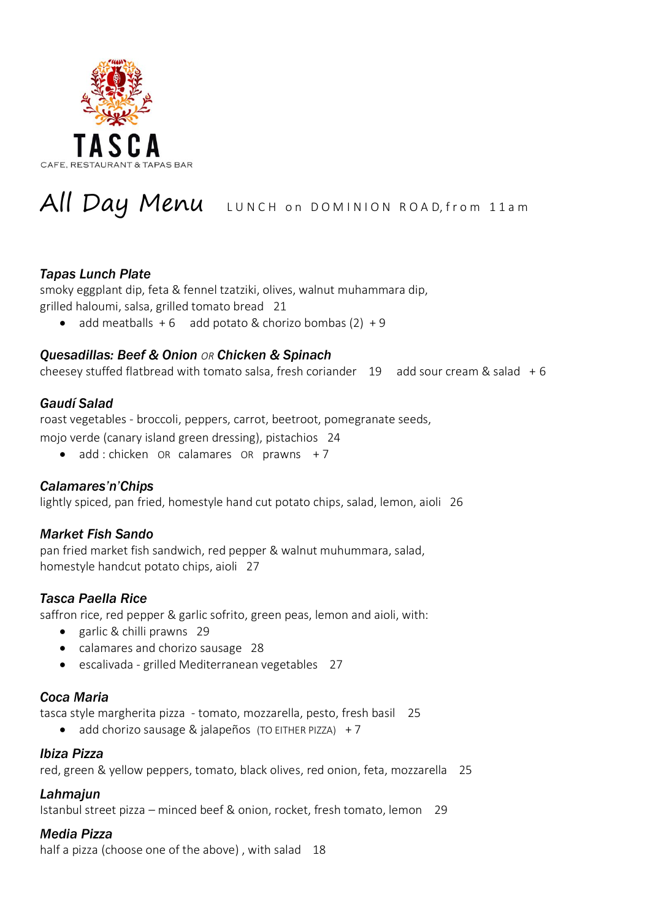TASCA

CAFE, RESTAURANT & TAPAS BAR

# All Day Menu

LUNCH on DOMINION ROAD, from 11am

### *Tapas Lunch Plate*

smoky eggplant dip, feta & fennel tzatziki, olives, walnut muhammara dip, grilled haloumi, salsa, grilled tomato bread 21

- add meatballs + 6 add potato & chorizo bombas (2) + 9

### *Quesadillas: Beef & Onion* OR *Chicken & Spinach*

cheesey stuffed flatbread with tomato salsa, fresh coriander 19 add sour cream & salad + 6

### *Gaudí Salad*

roast vegetables - broccoli, peppers, carrot, beetroot, pomegranate seeds, mojo verde (canary island green dressing), pistachios 24

- add : chicken OR calamares OR prawns + 7

### *Calamares'n'Chips*

lightly spiced, pan fried, homestyle hand cut potato chips, salad, lemon, aioli 26

### *Market Fish Sando*

pan fried market fish sandwich, red pepper & walnut muhummara, salad, homestyle handcut potato chips, aioli 27

### *Tasca Paella Rice*

saffron rice, red pepper & garlic sofrito, green peas, lemon and aioli, with:

- garlic & chilli prawns 29
- calamares and chorizo sausage 28
- escalivada - grilled Mediterranean vegetables 27

### *Coca Maria*

tasca style margherita pizza - tomato, mozzarella, pesto, fresh basil 25

- add chorizo sausage & jalapeños (TO EITHER PIZZA) + 7

### *Ibiza Pizza*

red, green & yellow peppers, tomato, black olives, red onion, feta, mozzarella 25

### *Lahmajun*

Istanbul street pizza – minced beef & onion, rocket, fresh tomato, lemon 29

### *Media Pizza*

half a pizza (choose one of the above) , with salad 18